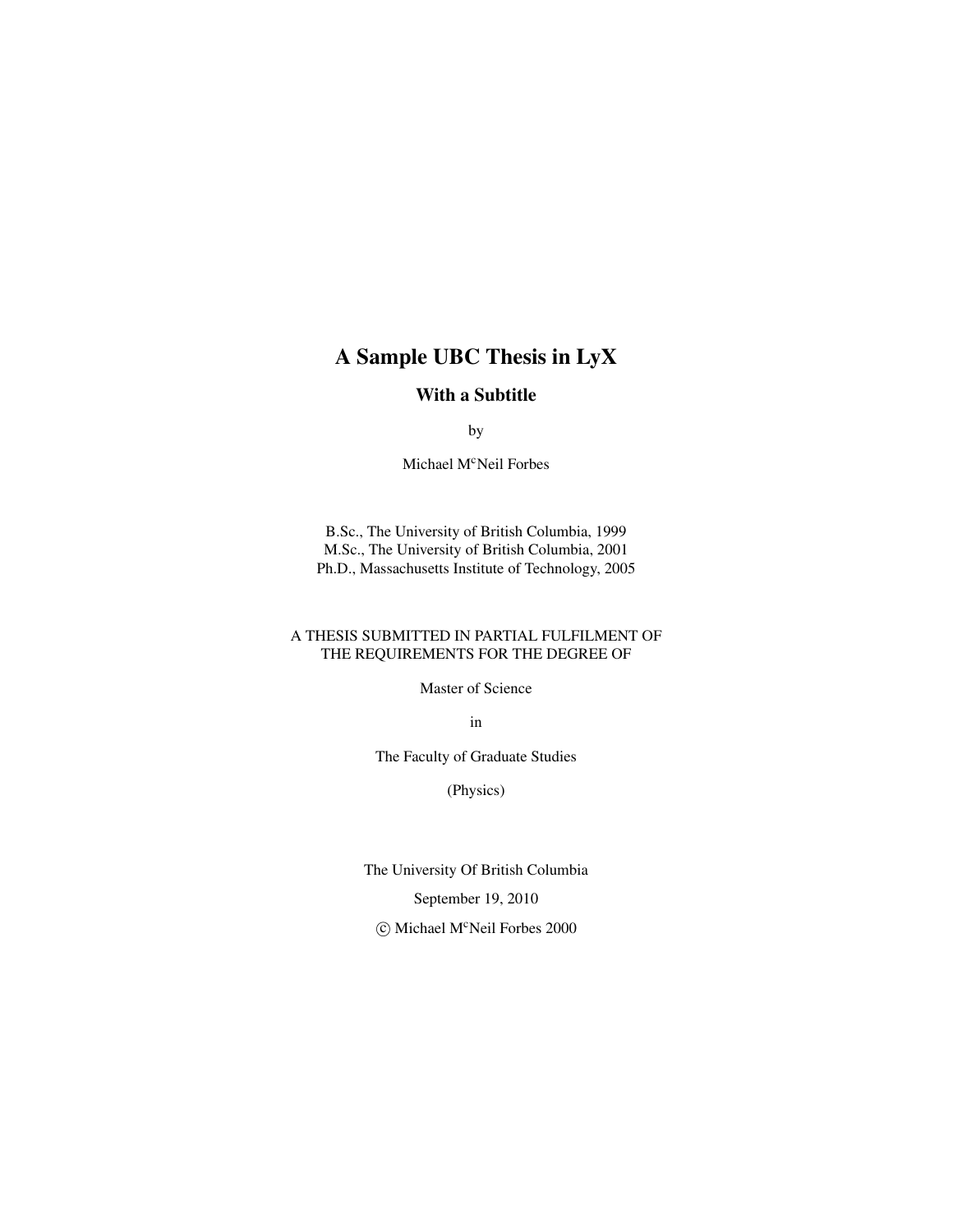# A Sample UBC Thesis in LyX

## With a Subtitle

by

Michael M$^{c}$Neil Forbes

B.Sc., The University of British Columbia, 1999
M.Sc., The University of British Columbia, 2001
Ph.D., Massachusetts Institute of Technology, 2005

A THESIS SUBMITTED IN PARTIAL FULFILMENT OF THE REQUIREMENTS FOR THE DEGREE OF

Master of Science

in

The Faculty of Graduate Studies

(Physics)

The University Of British Columbia

September 19, 2010

© Michael M$^{c}$Neil Forbes 2000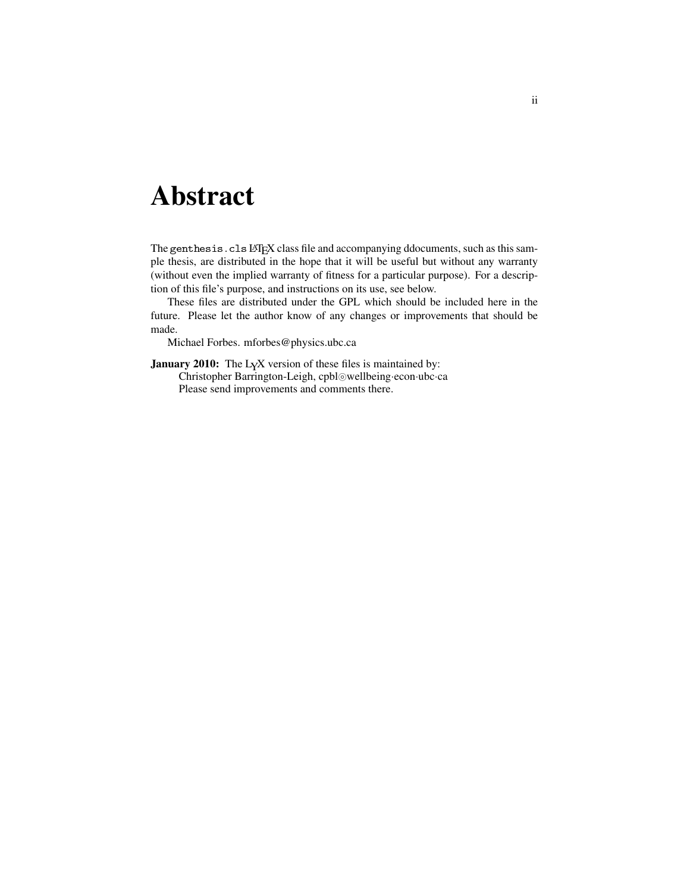# Abstract

The `genthesis.cls` LaTeX class file and accompanying ddocuments, such as this sample thesis, are distributed in the hope that it will be useful but without any warranty (without even the implied warranty of fitness for a particular purpose). For a description of this file's purpose, and instructions on its use, see below.

These files are distributed under the GPL which should be included here in the future. Please let the author know of any changes or improvements that should be made.

Michael Forbes. mforbes@physics.ubc.ca

**January 2010:** The LyX version of these files is maintained by:
Christopher Barrington-Leigh, cpbl⊚wellbeing·econ·ubc·ca
Please send improvements and comments there.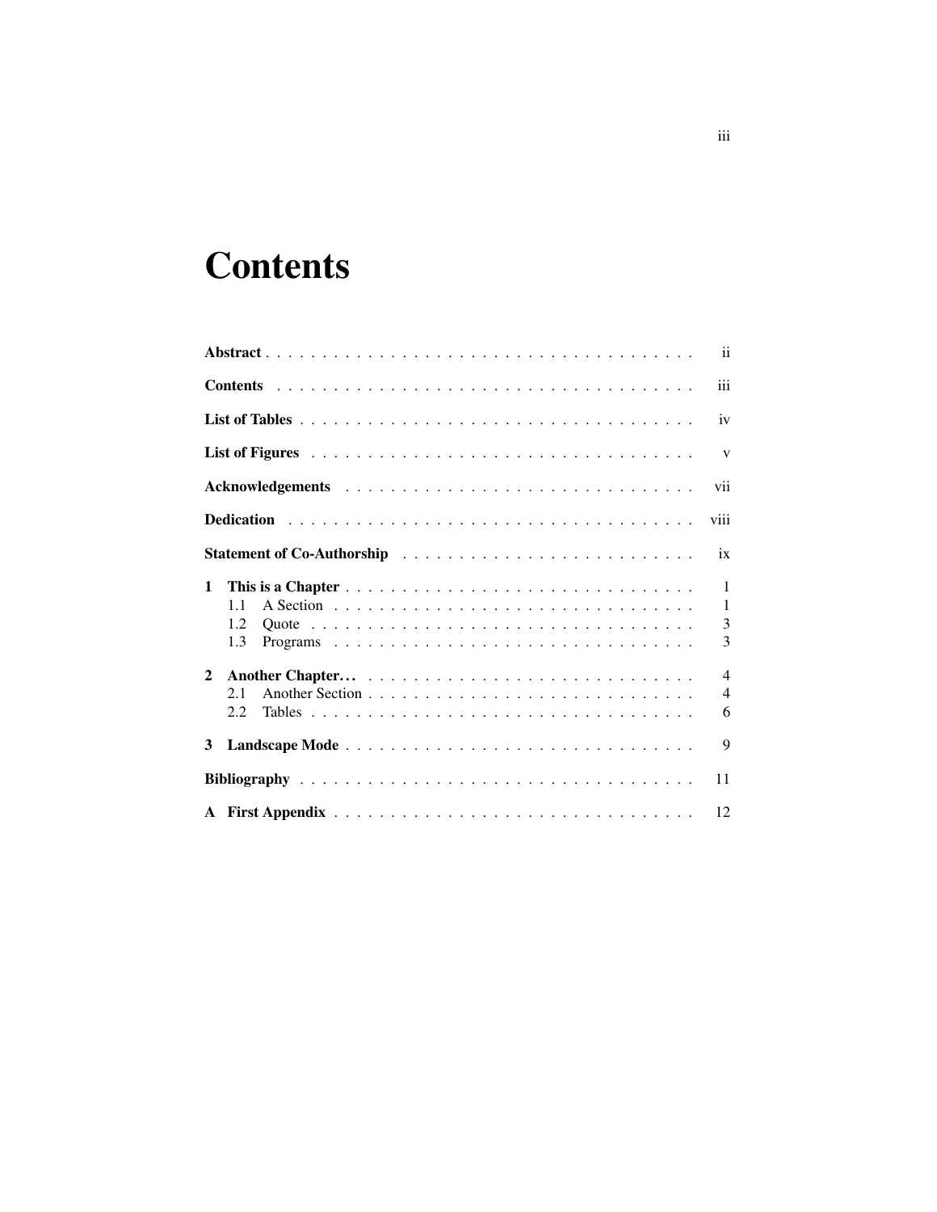# Contents

**Abstract** . . . . . . . . . . . . . . . . . . . . . . . . . . . . . . . . . . . . . . ii

**Contents** . . . . . . . . . . . . . . . . . . . . . . . . . . . . . . . . . . . . . . iii

**List of Tables** . . . . . . . . . . . . . . . . . . . . . . . . . . . . . . . . . . . . iv

**List of Figures** . . . . . . . . . . . . . . . . . . . . . . . . . . . . . . . . . . . v

**Acknowledgements** . . . . . . . . . . . . . . . . . . . . . . . . . . . . . . . . vii

**Dedication** . . . . . . . . . . . . . . . . . . . . . . . . . . . . . . . . . . . . viii

**Statement of Co-Authorship** . . . . . . . . . . . . . . . . . . . . . . . . . . ix

**1 This is a Chapter** . . . . . . . . . . . . . . . . . . . . . . . . . . . . . . . 1
- 1.1 A Section . . . . . . . . . . . . . . . . . . . . . . . . . . . . . . . . . 1
- 1.2 Quote . . . . . . . . . . . . . . . . . . . . . . . . . . . . . . . . . . . 3
- 1.3 Programs . . . . . . . . . . . . . . . . . . . . . . . . . . . . . . . . . 3

**2 Another Chapter...** . . . . . . . . . . . . . . . . . . . . . . . . . . . . . . 4
- 2.1 Another Section . . . . . . . . . . . . . . . . . . . . . . . . . . . . . 4
- 2.2 Tables . . . . . . . . . . . . . . . . . . . . . . . . . . . . . . . . . . 6

**3 Landscape Mode** . . . . . . . . . . . . . . . . . . . . . . . . . . . . . . . 9

**Bibliography** . . . . . . . . . . . . . . . . . . . . . . . . . . . . . . . . . . 11

**A First Appendix** . . . . . . . . . . . . . . . . . . . . . . . . . . . . . . . . 12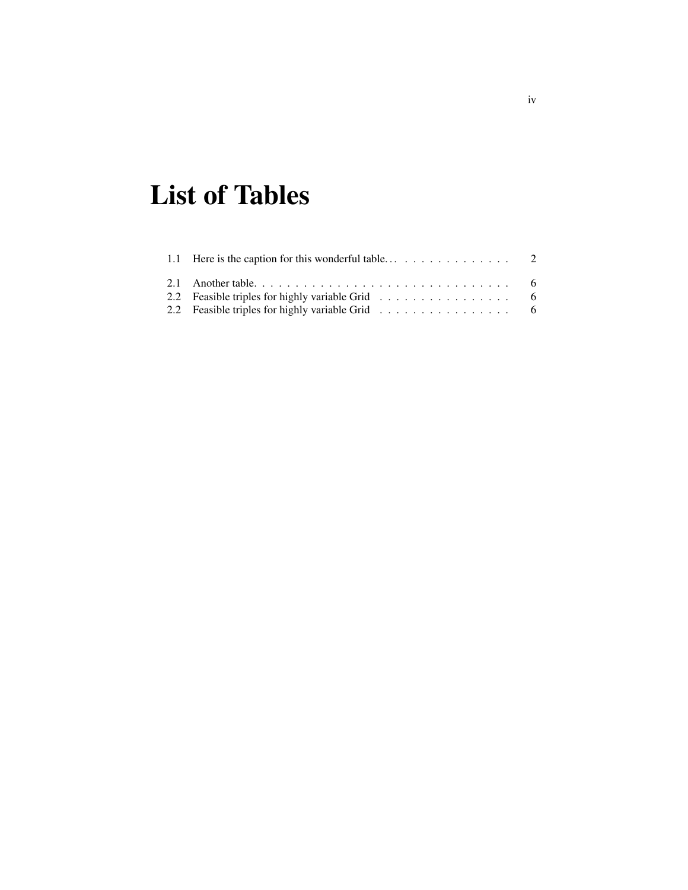# List of Tables

1.1 Here is the caption for this wonderful table... . . . . . . . . . . . . . . 2

2.1 Another table. . . . . . . . . . . . . . . . . . . . . . . . . . . . . . . . 6
2.2 Feasible triples for highly variable Grid . . . . . . . . . . . . . . . . . 6
2.2 Feasible triples for highly variable Grid . . . . . . . . . . . . . . . . . 6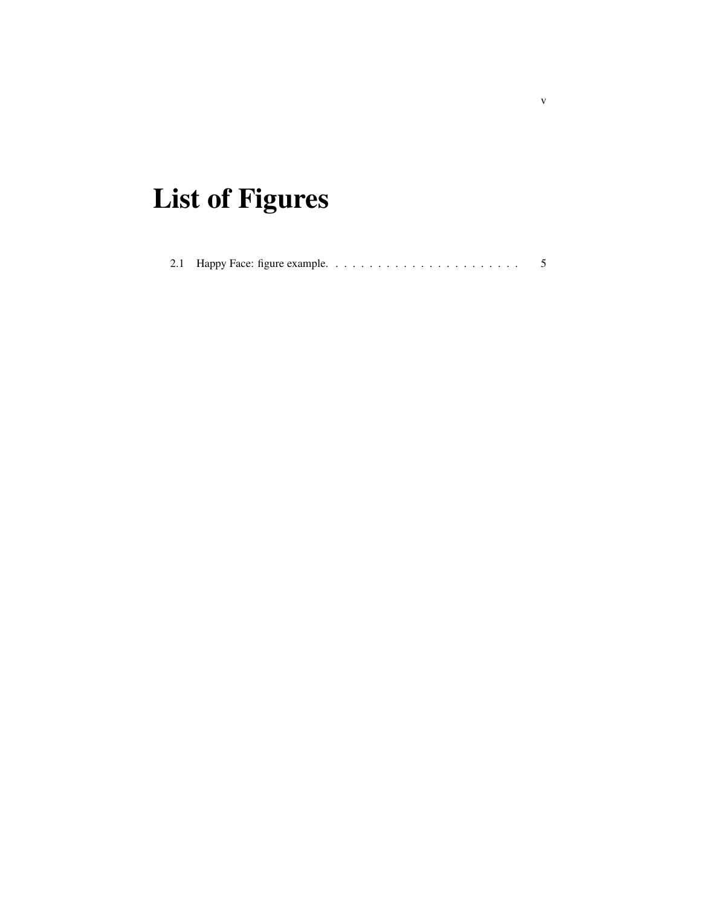# List of Figures

2.1 Happy Face: figure example. . . . . . . . . . . . . . . . . . . . . . . . 5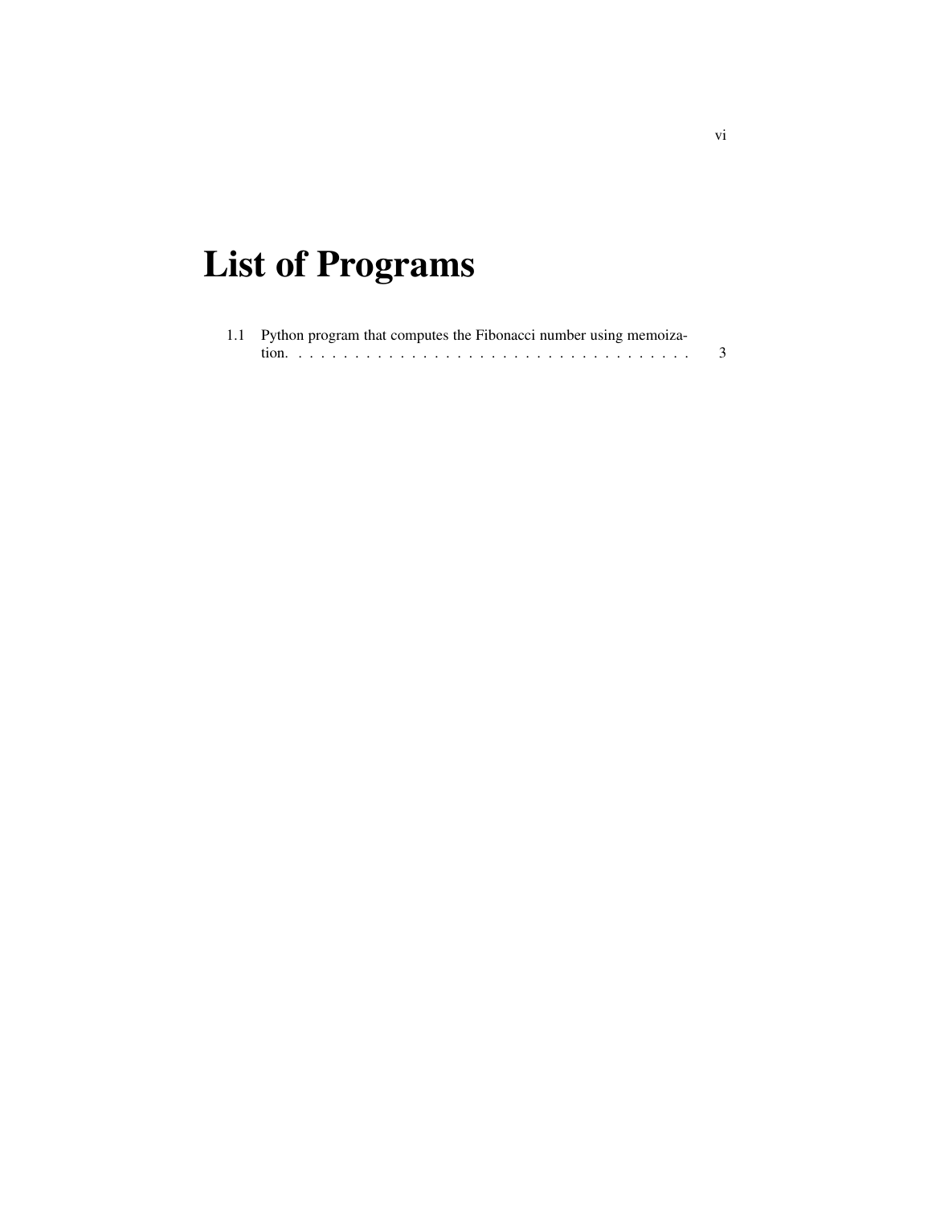# List of Programs

1.1 Python program that computes the Fibonacci number using memoization. . . . . . . . . . . . . . . . . . . . . . . . . . . . . . . . . . . . 3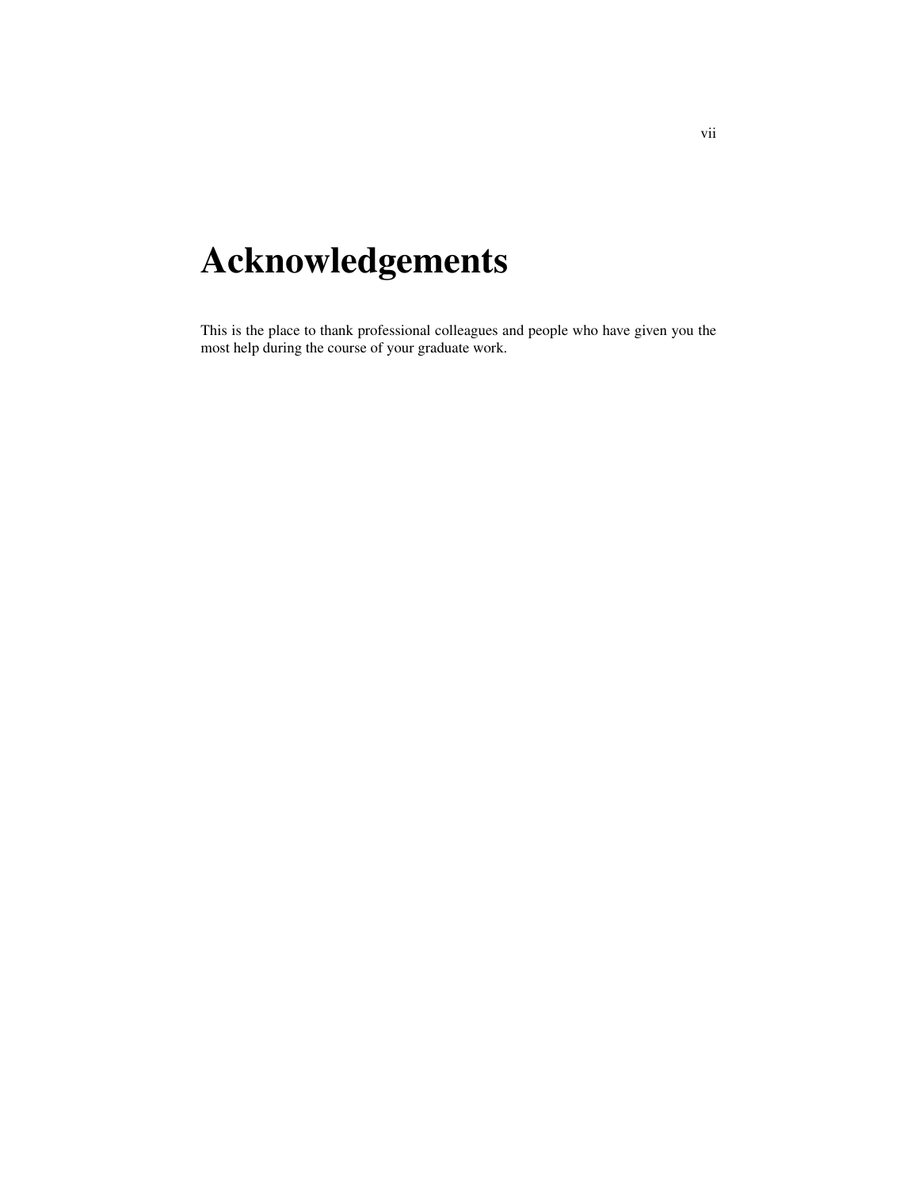# Acknowledgements

This is the place to thank professional colleagues and people who have given you the most help during the course of your graduate work.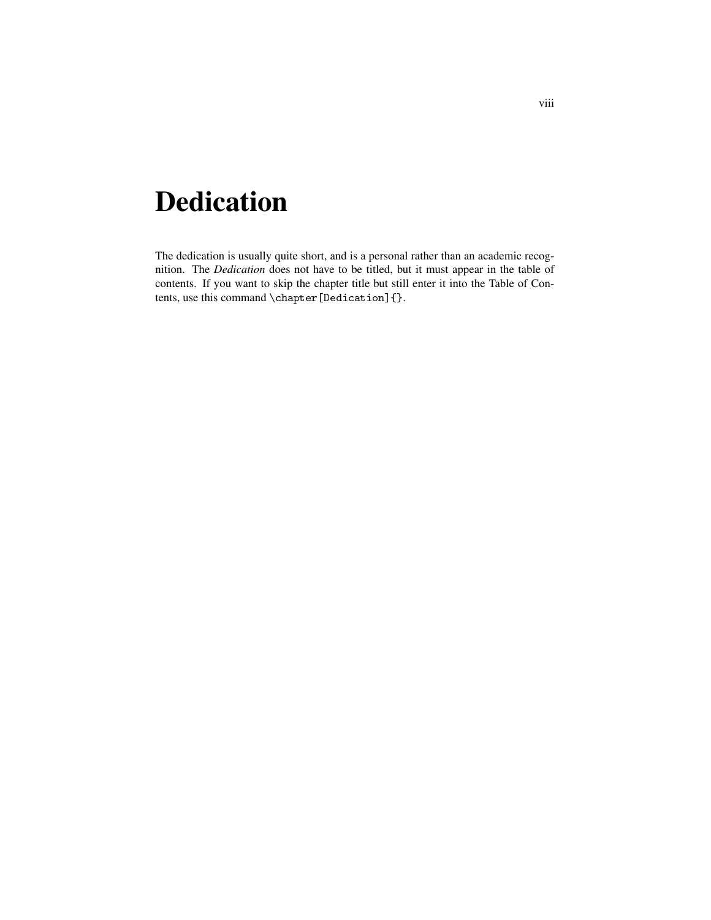# Dedication

The dedication is usually quite short, and is a personal rather than an academic recognition. The *Dedication* does not have to be titled, but it must appear in the table of contents. If you want to skip the chapter title but still enter it into the Table of Contents, use this command `\chapter[Dedication]{}`.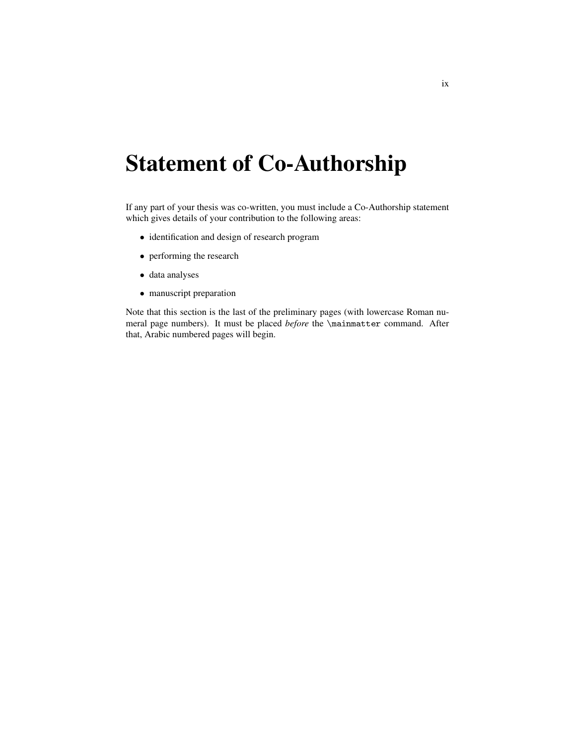# Statement of Co-Authorship

If any part of your thesis was co-written, you must include a Co-Authorship statement which gives details of your contribution to the following areas:

- identification and design of research program
- performing the research
- data analyses
- manuscript preparation

Note that this section is the last of the preliminary pages (with lowercase Roman numeral page numbers). It must be placed *before* the `\mainmatter` command. After that, Arabic numbered pages will begin.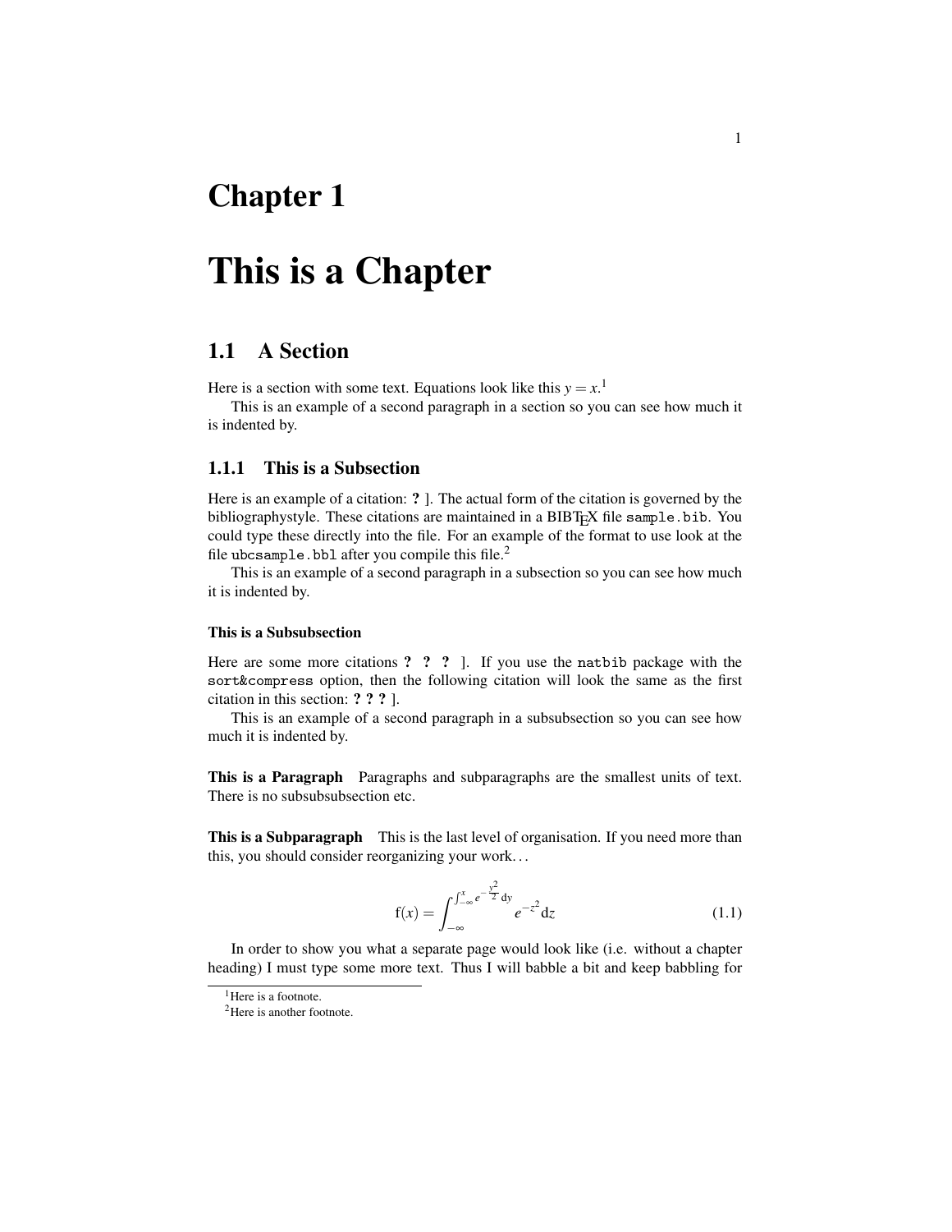# Chapter 1

# This is a Chapter

## 1.1 A Section

Here is a section with some text. Equations look like this $y = x$.[1]

This is an example of a second paragraph in a section so you can see how much it is indented by.

### 1.1.1 This is a Subsection

Here is an example of a citation: **?** ]. The actual form of the citation is governed by the bibliographystyle. These citations are maintained in a BIBTEX file `sample.bib`. You could type these directly into the file. For an example of the format to use look at the file `ubcsample.bbl` after you compile this file.[2]

This is an example of a second paragraph in a subsection so you can see how much it is indented by.

#### This is a Subsubsection

Here are some more citations **? ? ?** ]. If you use the `natbib` package with the `sort&compress` option, then the following citation will look the same as the first citation in this section: **? ? ?** ].

This is an example of a second paragraph in a subsubsection so you can see how much it is indented by.

**This is a Paragraph** Paragraphs and subparagraphs are the smallest units of text. There is no subsubsubsection etc.

**This is a Subparagraph** This is the last level of organisation. If you need more than this, you should consider reorganizing your work. . .

$$\mathrm{f}(x) = \int_{-\infty}^{\int_{-\infty}^{x} e^{-\frac{y^2}{2}} \mathrm{d}y} e^{-z^2} \mathrm{d}z \tag{1.1}$$

In order to show you what a separate page would look like (i.e. without a chapter heading) I must type some more text. Thus I will babble a bit and keep babbling for

[1] Here is a footnote.

[2] Here is another footnote.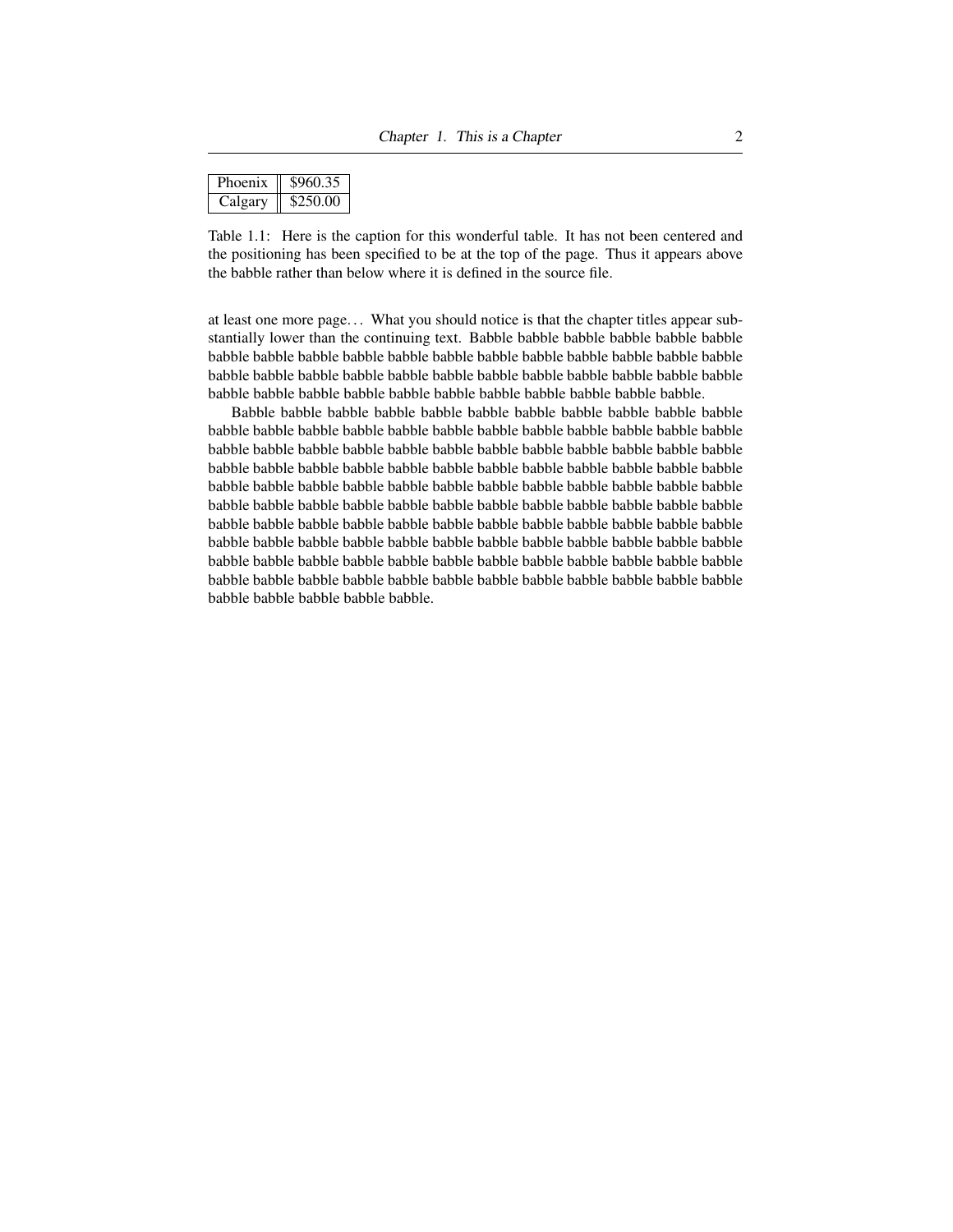| Phoenix | $960.35 |
|---|---|
| Calgary | $250.00 |

Table 1.1: Here is the caption for this wonderful table. It has not been centered and the positioning has been specified to be at the top of the page. Thus it appears above the babble rather than below where it is defined in the source file.

at least one more page… What you should notice is that the chapter titles appear substantially lower than the continuing text. Babble babble babble babble babble babble babble babble babble babble babble babble babble babble babble babble babble babble babble babble babble babble babble babble babble babble babble babble babble babble babble babble babble babble babble babble babble babble babble babble babble babble.

Babble babble babble babble babble babble babble babble babble babble babble babble babble babble babble babble babble babble babble babble babble babble babble babble babble babble babble babble babble babble babble babble babble babble babble babble babble babble babble babble babble babble babble babble babble babble babble babble babble babble babble babble babble babble babble babble babble babble babble babble babble babble babble babble babble babble babble babble babble babble babble babble babble babble babble babble babble babble babble babble babble babble babble babble babble babble babble babble babble babble babble babble babble babble babble babble babble babble babble babble babble babble babble babble babble babble babble babble babble babble babble babble babble babble babble babble babble babble babble babble babble babble babble babble babble babble babble babble babble babble babble babble.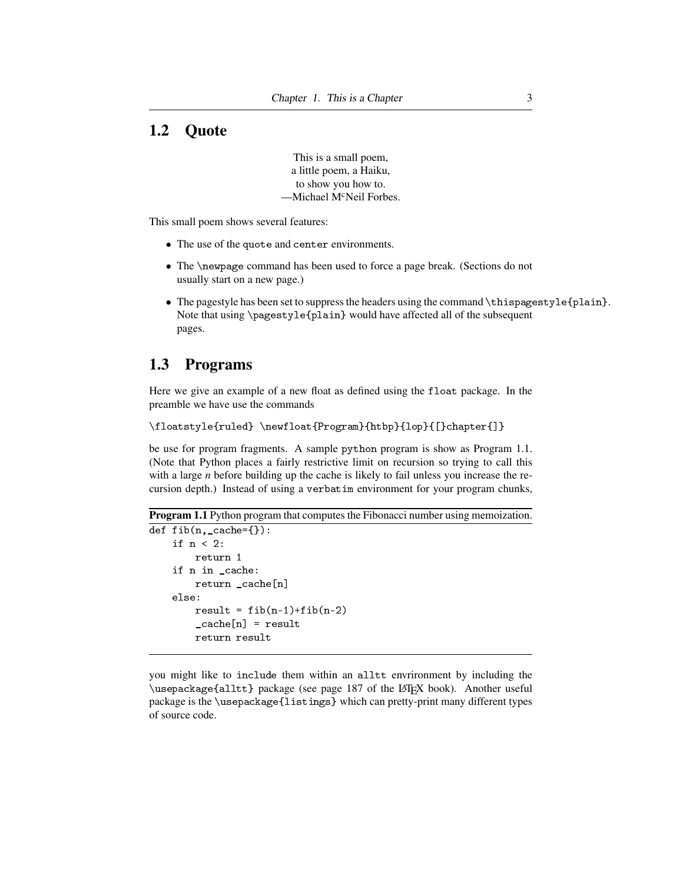## 1.2 Quote

> This is a small poem,
> a little poem, a Haiku,
> to show you how to.
> —Michael M$^{c}$Neil Forbes.

This small poem shows several features:

- The use of the `quote` and `center` environments.
- The `\newpage` command has been used to force a page break. (Sections do not usually start on a new page.)
- The pagestyle has been set to suppress the headers using the command `\thispagestyle{plain}`. Note that using `\pagestyle{plain}` would have affected all of the subsequent pages.

## 1.3 Programs

Here we give an example of a new float as defined using the `float` package. In the preamble we have use the commands

```
\floatstyle{ruled} \newfloat{Program}{htbp}{lop}{[]chapter{]}
```

be use for program fragments. A sample `python` program is show as Program 1.1. (Note that Python places a fairly restrictive limit on recursion so trying to call this with a large *n* before building up the cache is likely to fail unless you increase the recursion depth.) Instead of using a `verbatim` environment for your program chunks,

**Program 1.1** Python program that computes the Fibonacci number using memoization.

```
def fib(n,_cache={}):
    if n < 2:
        return 1
    if n in _cache:
        return _cache[n]
    else:
        result = fib(n-1)+fib(n-2)
        _cache[n] = result
        return result
```

you might like to `include` them within an `alltt` envrironment by including the `\usepackage{alltt}` package (see page 187 of the LaTeX book). Another useful package is the `\usepackage{listings}` which can pretty-print many different types of source code.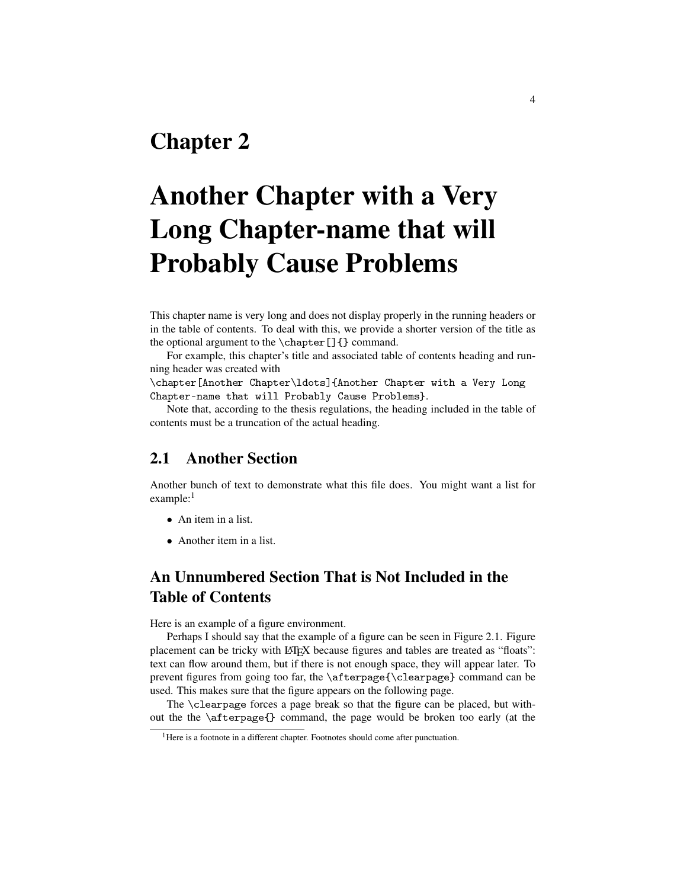# Chapter 2

# Another Chapter with a Very Long Chapter-name that will Probably Cause Problems

This chapter name is very long and does not display properly in the running headers or in the table of contents. To deal with this, we provide a shorter version of the title as the optional argument to the `\chapter[]{}` command.

For example, this chapter's title and associated table of contents heading and running header was created with `\chapter[Another Chapter\ldots]{Another Chapter with a Very Long Chapter-name that will Probably Cause Problems}`.

Note that, according to the thesis regulations, the heading included in the table of contents must be a truncation of the actual heading.

## 2.1 Another Section

Another bunch of text to demonstrate what this file does. You might want a list for example:[1]

- An item in a list.
- Another item in a list.

## An Unnumbered Section That is Not Included in the Table of Contents

Here is an example of a figure environment.

Perhaps I should say that the example of a figure can be seen in Figure 2.1. Figure placement can be tricky with LaTeX because figures and tables are treated as "floats": text can flow around them, but if there is not enough space, they will appear later. To prevent figures from going too far, the `\afterpage{\clearpage}` command can be used. This makes sure that the figure appears on the following page.

The `\clearpage` forces a page break so that the figure can be placed, but without the the `\afterpage{}` command, the page would be broken too early (at the

[1] Here is a footnote in a different chapter. Footnotes should come after punctuation.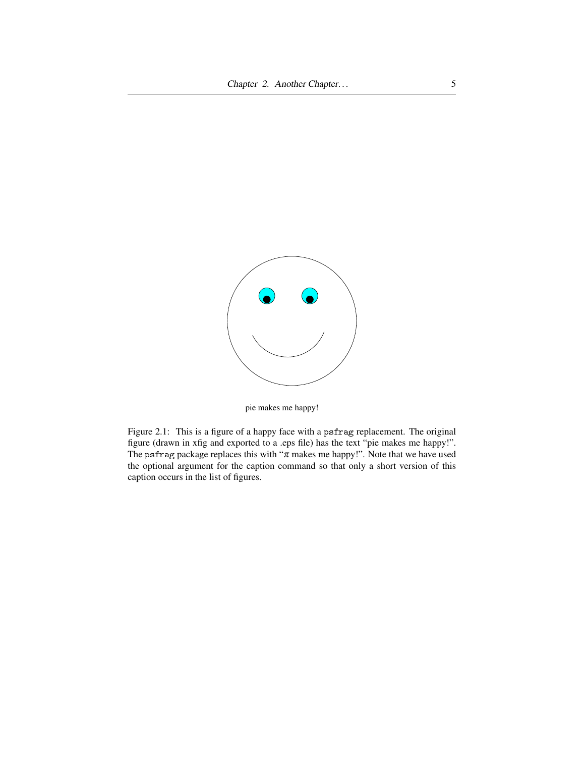pie makes me happy!

Figure 2.1: This is a figure of a happy face with a `psfrag` replacement. The original figure (drawn in xfig and exported to a .eps file) has the text “pie makes me happy!”. The `psfrag` package replaces this with “$\pi$ makes me happy!”. Note that we have used the optional argument for the caption command so that only a short version of this caption occurs in the list of figures.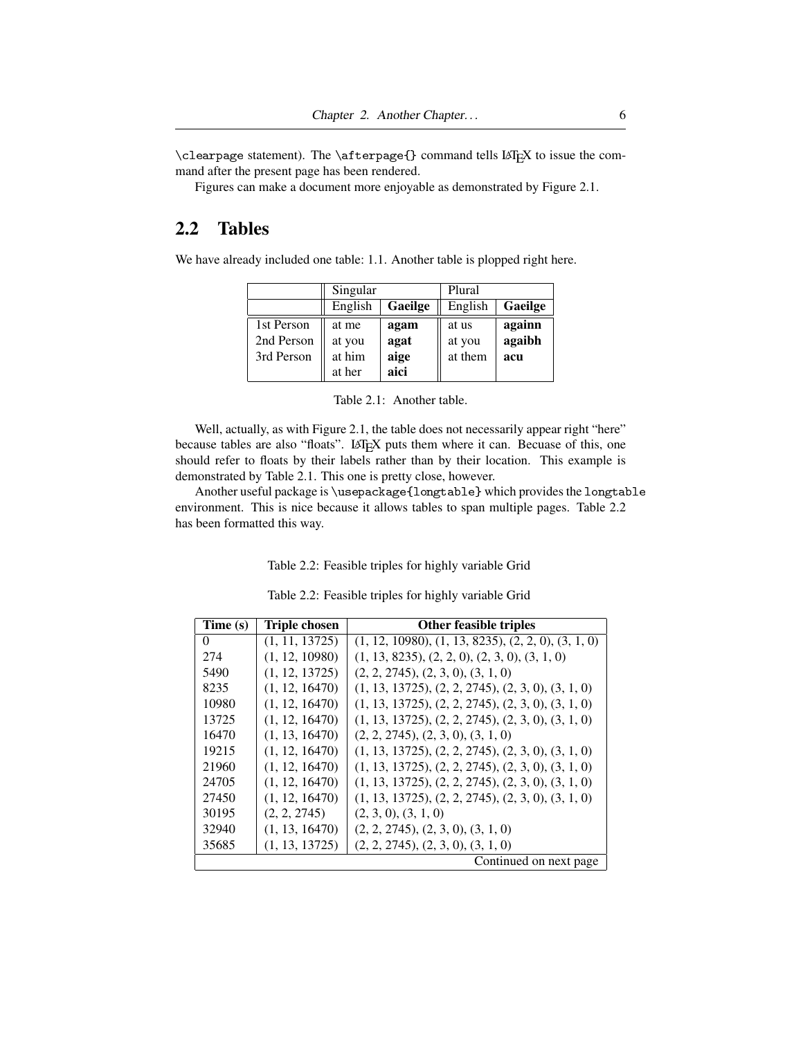\clearpage statement). The \afterpage{} command tells LaTeX to issue the command after the present page has been rendered.

Figures can make a document more enjoyable as demonstrated by Figure 2.1.

## 2.2 Tables

We have already included one table: 1.1. Another table is plopped right here.

| | Singular | | Plural | |
|---|---|---|---|---|
| | English | **Gaeilge** | English | **Gaeilge** |
| 1st Person | at me | **agam** | at us | **againn** |
| 2nd Person | at you | **agat** | at you | **agaibh** |
| 3rd Person | at him | **aige** | at them | **acu** |
| | at her | **aici** | | |

Table 2.1: Another table.

Well, actually, as with Figure 2.1, the table does not necessarily appear right "here" because tables are also "floats". LaTeX puts them where it can. Becuase of this, one should refer to floats by their labels rather than by their location. This example is demonstrated by Table 2.1. This one is pretty close, however.

Another useful package is \usepackage{longtable} which provides the longtable environment. This is nice because it allows tables to span multiple pages. Table 2.2 has been formatted this way.

Table 2.2: Feasible triples for highly variable Grid

Table 2.2: Feasible triples for highly variable Grid

| **Time (s)** | **Triple chosen** | **Other feasible triples** |
|---|---|---|
| 0 | (1, 11, 13725) | (1, 12, 10980), (1, 13, 8235), (2, 2, 0), (3, 1, 0) |
| 274 | (1, 12, 10980) | (1, 13, 8235), (2, 2, 0), (2, 3, 0), (3, 1, 0) |
| 5490 | (1, 12, 13725) | (2, 2, 2745), (2, 3, 0), (3, 1, 0) |
| 8235 | (1, 12, 16470) | (1, 13, 13725), (2, 2, 2745), (2, 3, 0), (3, 1, 0) |
| 10980 | (1, 12, 16470) | (1, 13, 13725), (2, 2, 2745), (2, 3, 0), (3, 1, 0) |
| 13725 | (1, 12, 16470) | (1, 13, 13725), (2, 2, 2745), (2, 3, 0), (3, 1, 0) |
| 16470 | (1, 13, 16470) | (2, 2, 2745), (2, 3, 0), (3, 1, 0) |
| 19215 | (1, 12, 16470) | (1, 13, 13725), (2, 2, 2745), (2, 3, 0), (3, 1, 0) |
| 21960 | (1, 12, 16470) | (1, 13, 13725), (2, 2, 2745), (2, 3, 0), (3, 1, 0) |
| 24705 | (1, 12, 16470) | (1, 13, 13725), (2, 2, 2745), (2, 3, 0), (3, 1, 0) |
| 27450 | (1, 12, 16470) | (1, 13, 13725), (2, 2, 2745), (2, 3, 0), (3, 1, 0) |
| 30195 | (2, 2, 2745) | (2, 3, 0), (3, 1, 0) |
| 32940 | (1, 13, 16470) | (2, 2, 2745), (2, 3, 0), (3, 1, 0) |
| 35685 | (1, 13, 13725) | (2, 2, 2745), (2, 3, 0), (3, 1, 0) |
| | | Continued on next page |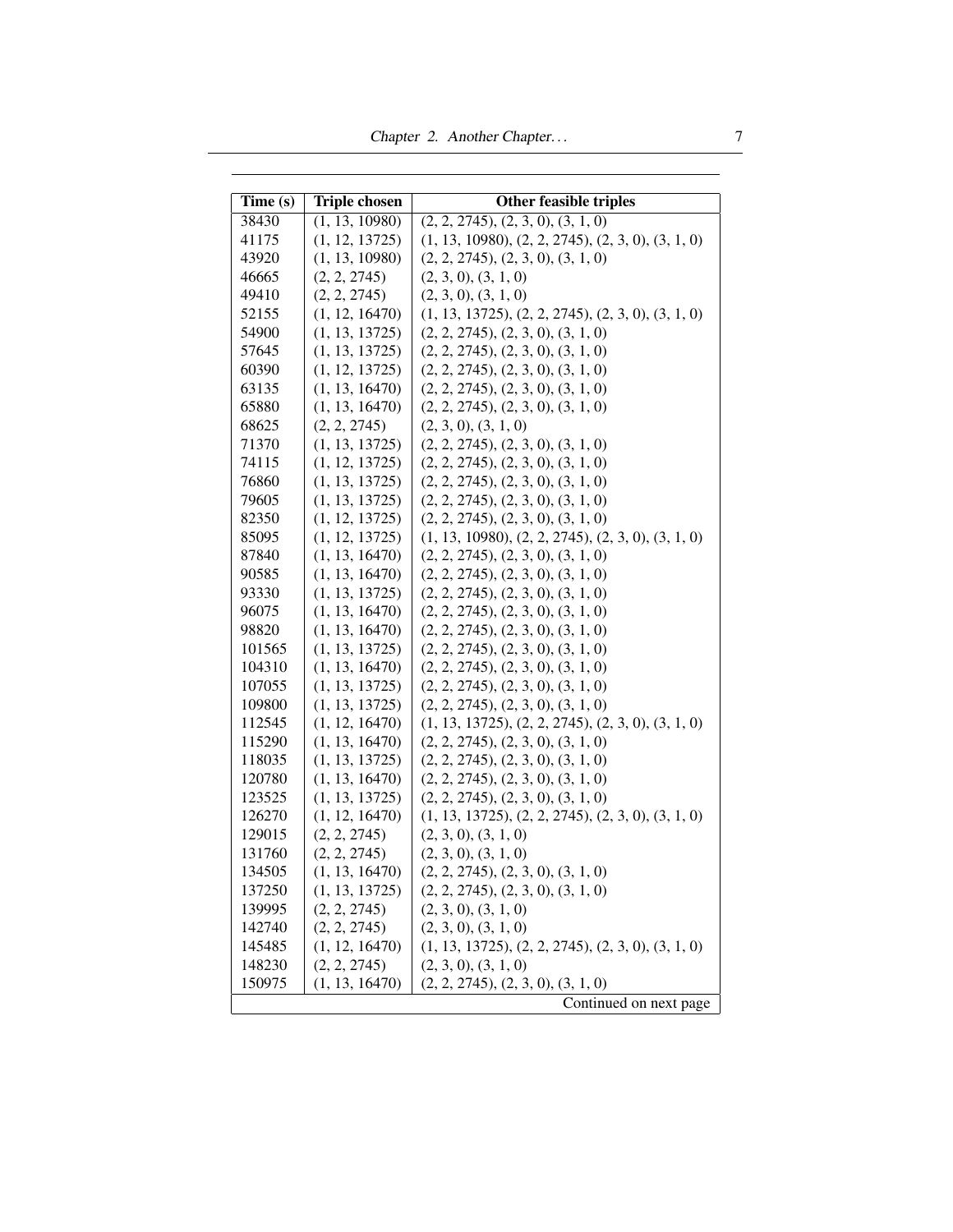| Time (s) | Triple chosen | Other feasible triples |
|---|---|---|
| 38430 | (1, 13, 10980) | (2, 2, 2745), (2, 3, 0), (3, 1, 0) |
| 41175 | (1, 12, 13725) | (1, 13, 10980), (2, 2, 2745), (2, 3, 0), (3, 1, 0) |
| 43920 | (1, 13, 10980) | (2, 2, 2745), (2, 3, 0), (3, 1, 0) |
| 46665 | (2, 2, 2745) | (2, 3, 0), (3, 1, 0) |
| 49410 | (2, 2, 2745) | (2, 3, 0), (3, 1, 0) |
| 52155 | (1, 12, 16470) | (1, 13, 13725), (2, 2, 2745), (2, 3, 0), (3, 1, 0) |
| 54900 | (1, 13, 13725) | (2, 2, 2745), (2, 3, 0), (3, 1, 0) |
| 57645 | (1, 13, 13725) | (2, 2, 2745), (2, 3, 0), (3, 1, 0) |
| 60390 | (1, 12, 13725) | (2, 2, 2745), (2, 3, 0), (3, 1, 0) |
| 63135 | (1, 13, 16470) | (2, 2, 2745), (2, 3, 0), (3, 1, 0) |
| 65880 | (1, 13, 16470) | (2, 2, 2745), (2, 3, 0), (3, 1, 0) |
| 68625 | (2, 2, 2745) | (2, 3, 0), (3, 1, 0) |
| 71370 | (1, 13, 13725) | (2, 2, 2745), (2, 3, 0), (3, 1, 0) |
| 74115 | (1, 12, 13725) | (2, 2, 2745), (2, 3, 0), (3, 1, 0) |
| 76860 | (1, 13, 13725) | (2, 2, 2745), (2, 3, 0), (3, 1, 0) |
| 79605 | (1, 13, 13725) | (2, 2, 2745), (2, 3, 0), (3, 1, 0) |
| 82350 | (1, 12, 13725) | (2, 2, 2745), (2, 3, 0), (3, 1, 0) |
| 85095 | (1, 12, 13725) | (1, 13, 10980), (2, 2, 2745), (2, 3, 0), (3, 1, 0) |
| 87840 | (1, 13, 16470) | (2, 2, 2745), (2, 3, 0), (3, 1, 0) |
| 90585 | (1, 13, 16470) | (2, 2, 2745), (2, 3, 0), (3, 1, 0) |
| 93330 | (1, 13, 13725) | (2, 2, 2745), (2, 3, 0), (3, 1, 0) |
| 96075 | (1, 13, 16470) | (2, 2, 2745), (2, 3, 0), (3, 1, 0) |
| 98820 | (1, 13, 16470) | (2, 2, 2745), (2, 3, 0), (3, 1, 0) |
| 101565 | (1, 13, 13725) | (2, 2, 2745), (2, 3, 0), (3, 1, 0) |
| 104310 | (1, 13, 16470) | (2, 2, 2745), (2, 3, 0), (3, 1, 0) |
| 107055 | (1, 13, 13725) | (2, 2, 2745), (2, 3, 0), (3, 1, 0) |
| 109800 | (1, 13, 13725) | (2, 2, 2745), (2, 3, 0), (3, 1, 0) |
| 112545 | (1, 12, 16470) | (1, 13, 13725), (2, 2, 2745), (2, 3, 0), (3, 1, 0) |
| 115290 | (1, 13, 16470) | (2, 2, 2745), (2, 3, 0), (3, 1, 0) |
| 118035 | (1, 13, 13725) | (2, 2, 2745), (2, 3, 0), (3, 1, 0) |
| 120780 | (1, 13, 16470) | (2, 2, 2745), (2, 3, 0), (3, 1, 0) |
| 123525 | (1, 13, 13725) | (2, 2, 2745), (2, 3, 0), (3, 1, 0) |
| 126270 | (1, 12, 16470) | (1, 13, 13725), (2, 2, 2745), (2, 3, 0), (3, 1, 0) |
| 129015 | (2, 2, 2745) | (2, 3, 0), (3, 1, 0) |
| 131760 | (2, 2, 2745) | (2, 3, 0), (3, 1, 0) |
| 134505 | (1, 13, 16470) | (2, 2, 2745), (2, 3, 0), (3, 1, 0) |
| 137250 | (1, 13, 13725) | (2, 2, 2745), (2, 3, 0), (3, 1, 0) |
| 139995 | (2, 2, 2745) | (2, 3, 0), (3, 1, 0) |
| 142740 | (2, 2, 2745) | (2, 3, 0), (3, 1, 0) |
| 145485 | (1, 12, 16470) | (1, 13, 13725), (2, 2, 2745), (2, 3, 0), (3, 1, 0) |
| 148230 | (2, 2, 2745) | (2, 3, 0), (3, 1, 0) |
| 150975 | (1, 13, 16470) | (2, 2, 2745), (2, 3, 0), (3, 1, 0) |

Continued on next page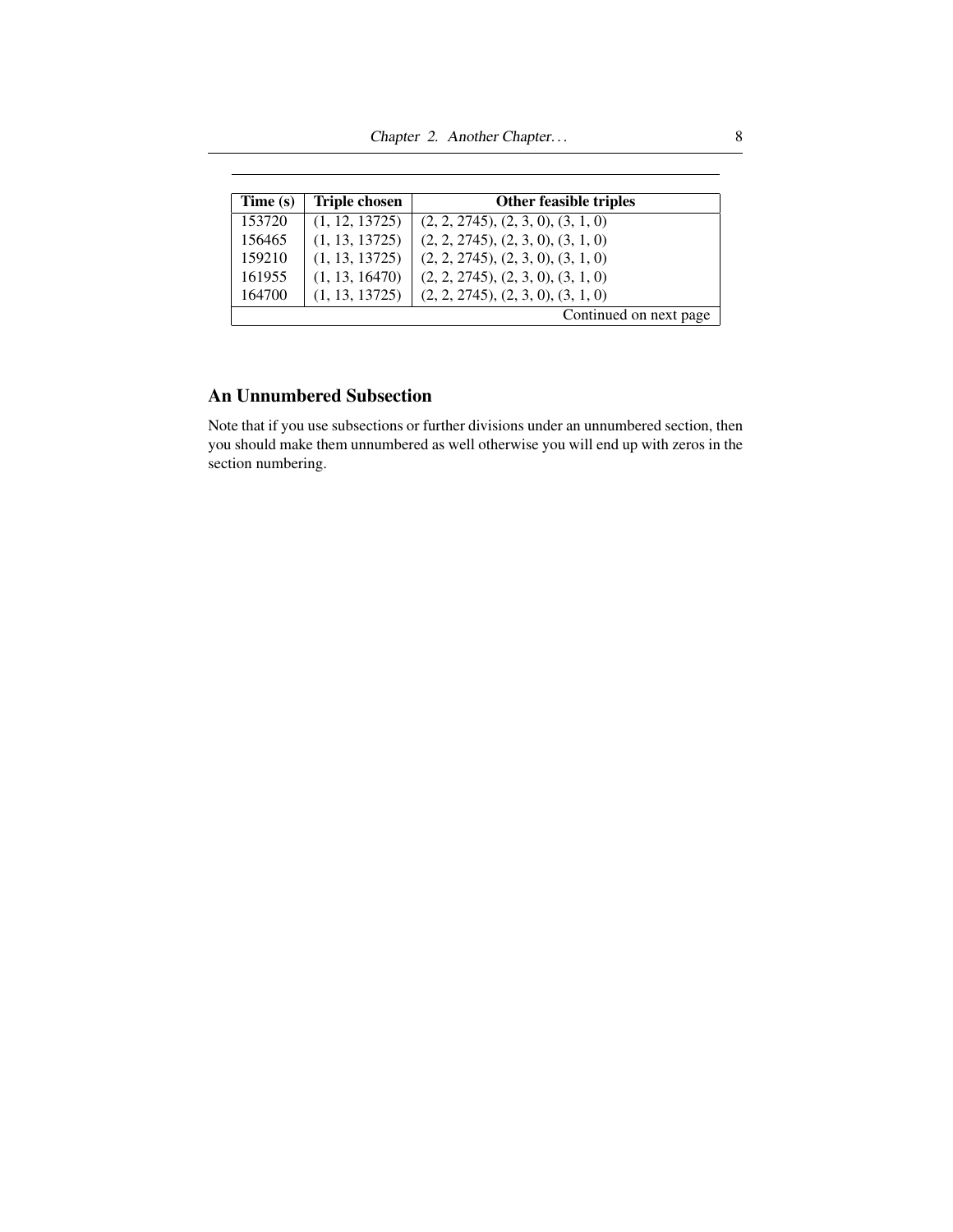| Time (s) | Triple chosen | Other feasible triples |
|---|---|---|
| 153720 | (1, 12, 13725) | (2, 2, 2745), (2, 3, 0), (3, 1, 0) |
| 156465 | (1, 13, 13725) | (2, 2, 2745), (2, 3, 0), (3, 1, 0) |
| 159210 | (1, 13, 13725) | (2, 2, 2745), (2, 3, 0), (3, 1, 0) |
| 161955 | (1, 13, 16470) | (2, 2, 2745), (2, 3, 0), (3, 1, 0) |
| 164700 | (1, 13, 13725) | (2, 2, 2745), (2, 3, 0), (3, 1, 0) |
| | | Continued on next page |

### An Unnumbered Subsection

Note that if you use subsections or further divisions under an unnumbered section, then you should make them unnumbered as well otherwise you will end up with zeros in the section numbering.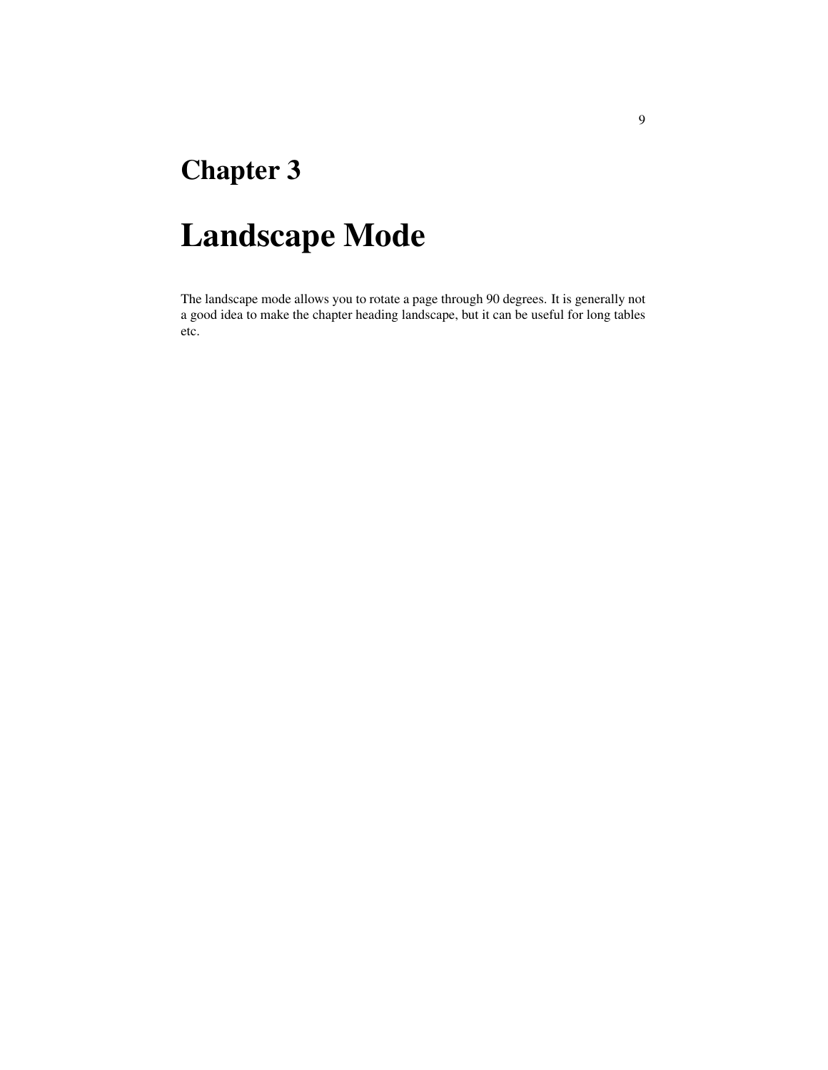# Chapter 3

# Landscape Mode

The landscape mode allows you to rotate a page through 90 degrees. It is generally not a good idea to make the chapter heading landscape, but it can be useful for long tables etc.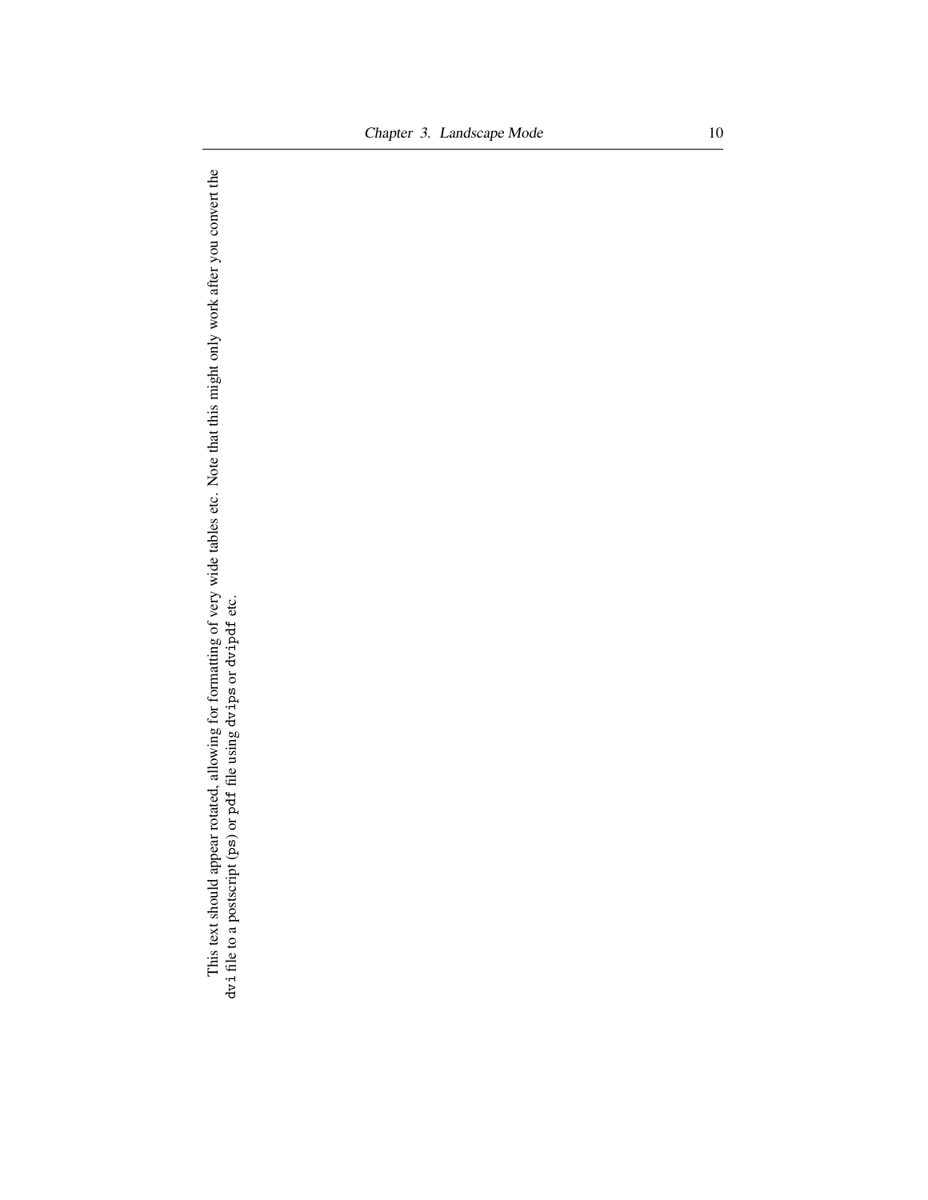This text should appear rotated, allowing for formatting of very wide tables etc. Note that this might only work after you convert the `dvi` file to a postscript (`ps`) or `pdf` file using `dvips` or `dvipdf` etc.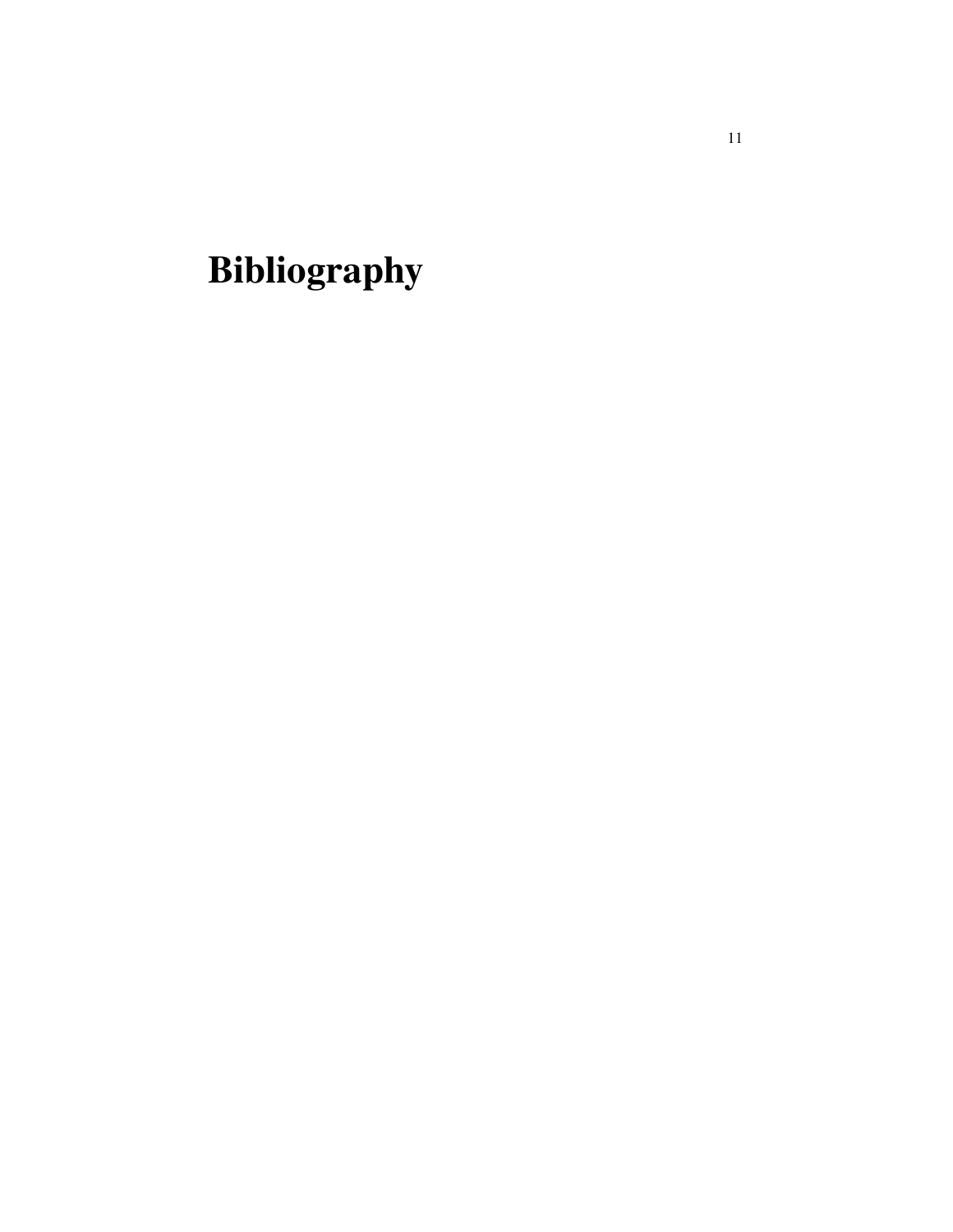# Bibliography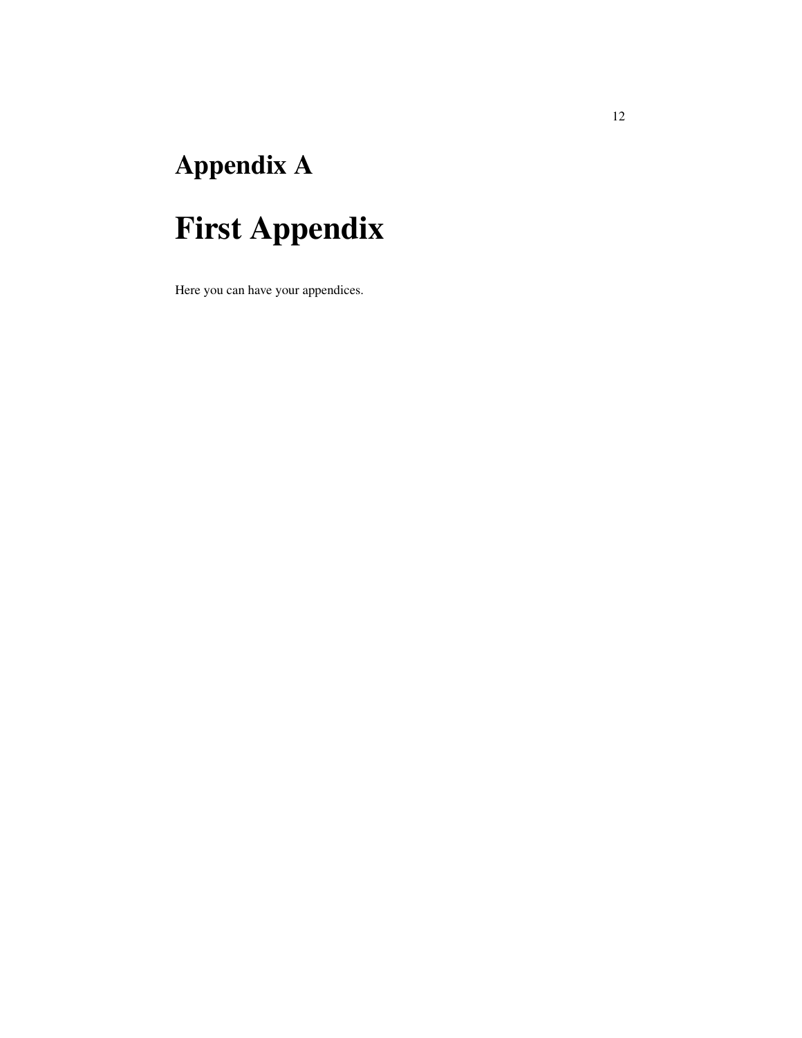# Appendix A

# First Appendix

Here you can have your appendices.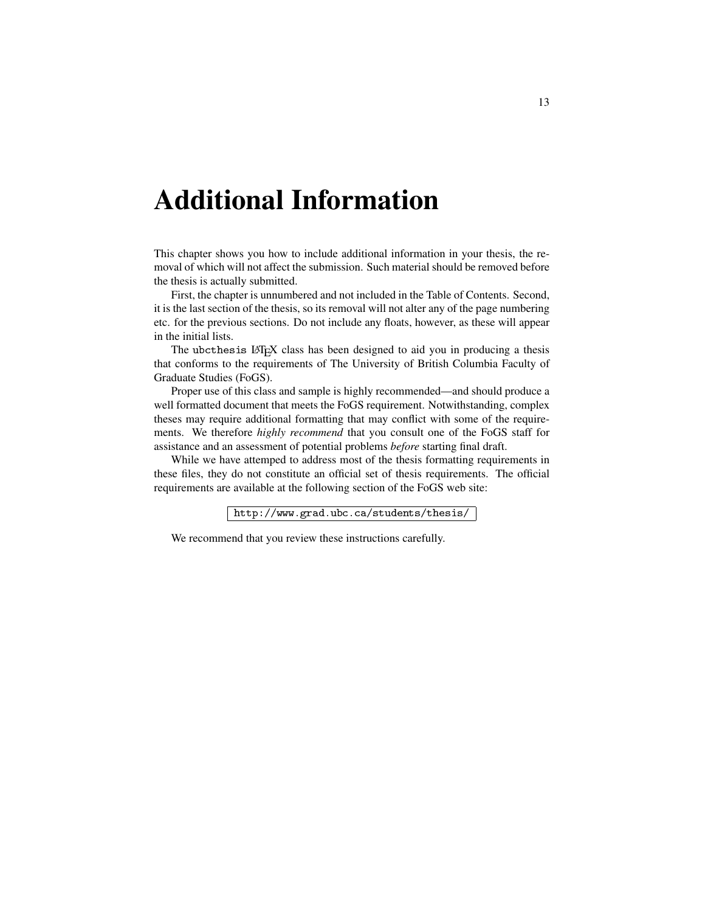# Additional Information

This chapter shows you how to include additional information in your thesis, the removal of which will not affect the submission. Such material should be removed before the thesis is actually submitted.

First, the chapter is unnumbered and not included in the Table of Contents. Second, it is the last section of the thesis, so its removal will not alter any of the page numbering etc. for the previous sections. Do not include any floats, however, as these will appear in the initial lists.

The `ubcthesis` LaTeX class has been designed to aid you in producing a thesis that conforms to the requirements of The University of British Columbia Faculty of Graduate Studies (FoGS).

Proper use of this class and sample is highly recommended—and should produce a well formatted document that meets the FoGS requirement. Notwithstanding, complex theses may require additional formatting that may conflict with some of the requirements. We therefore *highly recommend* that you consult one of the FoGS staff for assistance and an assessment of potential problems *before* starting final draft.

While we have attemped to address most of the thesis formatting requirements in these files, they do not constitute an official set of thesis requirements. The official requirements are available at the following section of the FoGS web site:

`http://www.grad.ubc.ca/students/thesis/`

We recommend that you review these instructions carefully.